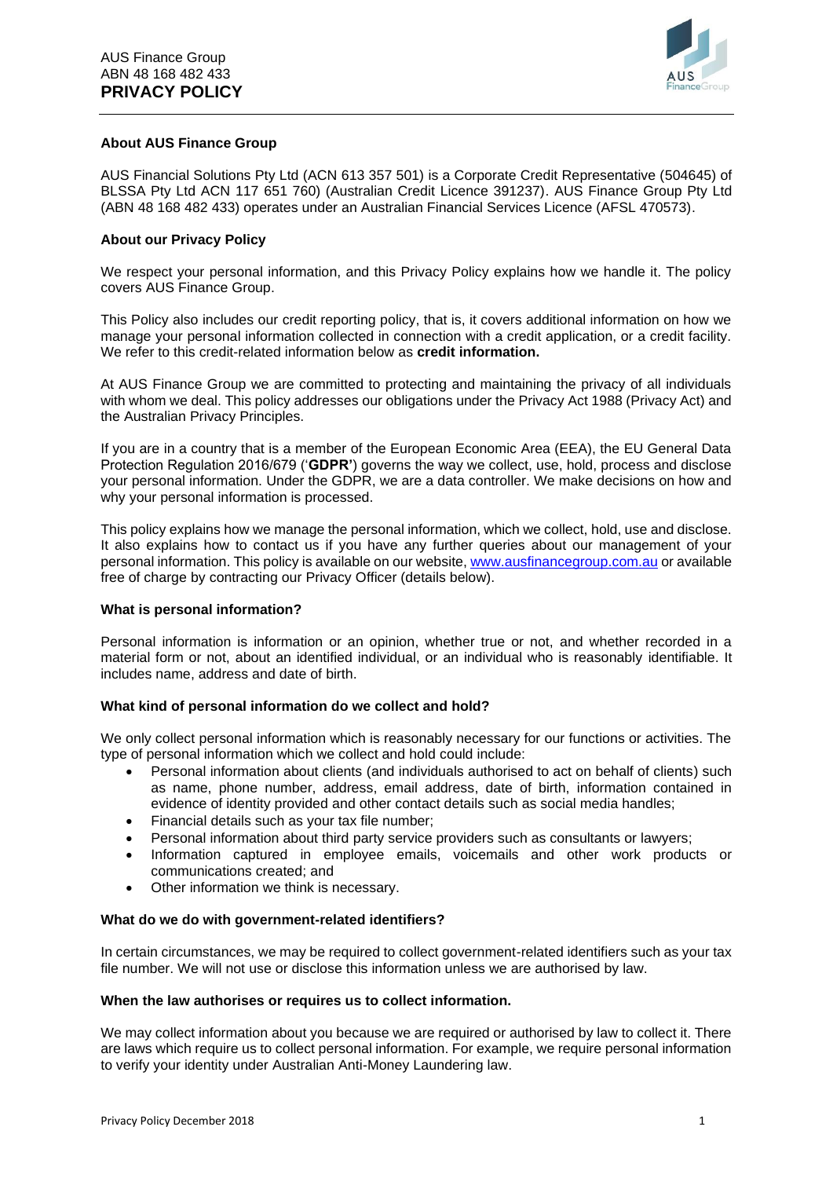AUS Finance Group
ABN 48 168 482 433
# PRIVACY POLICY

**About AUS Finance Group**

AUS Financial Solutions Pty Ltd (ACN 613 357 501) is a Corporate Credit Representative (504645) of BLSSA Pty Ltd ACN 117 651 760) (Australian Credit Licence 391237). AUS Finance Group Pty Ltd (ABN 48 168 482 433) operates under an Australian Financial Services Licence (AFSL 470573).

**About our Privacy Policy**

We respect your personal information, and this Privacy Policy explains how we handle it. The policy covers AUS Finance Group.

This Policy also includes our credit reporting policy, that is, it covers additional information on how we manage your personal information collected in connection with a credit application, or a credit facility. We refer to this credit-related information below as **credit information.**

At AUS Finance Group we are committed to protecting and maintaining the privacy of all individuals with whom we deal. This policy addresses our obligations under the Privacy Act 1988 (Privacy Act) and the Australian Privacy Principles.

If you are in a country that is a member of the European Economic Area (EEA), the EU General Data Protection Regulation 2016/679 ('**GDPR'**) governs the way we collect, use, hold, process and disclose your personal information. Under the GDPR, we are a data controller. We make decisions on how and why your personal information is processed.

This policy explains how we manage the personal information, which we collect, hold, use and disclose. It also explains how to contact us if you have any further queries about our management of your personal information. This policy is available on our website, [www.ausfinancegroup.com.au](www.ausfinancegroup.com.au) or available free of charge by contracting our Privacy Officer (details below).

**What is personal information?**

Personal information is information or an opinion, whether true or not, and whether recorded in a material form or not, about an identified individual, or an individual who is reasonably identifiable. It includes name, address and date of birth.

**What kind of personal information do we collect and hold?**

We only collect personal information which is reasonably necessary for our functions or activities. The type of personal information which we collect and hold could include:

- Personal information about clients (and individuals authorised to act on behalf of clients) such as name, phone number, address, email address, date of birth, information contained in evidence of identity provided and other contact details such as social media handles;
- Financial details such as your tax file number;
- Personal information about third party service providers such as consultants or lawyers;
- Information captured in employee emails, voicemails and other work products or communications created; and
- Other information we think is necessary.

**What do we do with government-related identifiers?**

In certain circumstances, we may be required to collect government-related identifiers such as your tax file number. We will not use or disclose this information unless we are authorised by law.

**When the law authorises or requires us to collect information.**

We may collect information about you because we are required or authorised by law to collect it. There are laws which require us to collect personal information. For example, we require personal information to verify your identity under Australian Anti-Money Laundering law.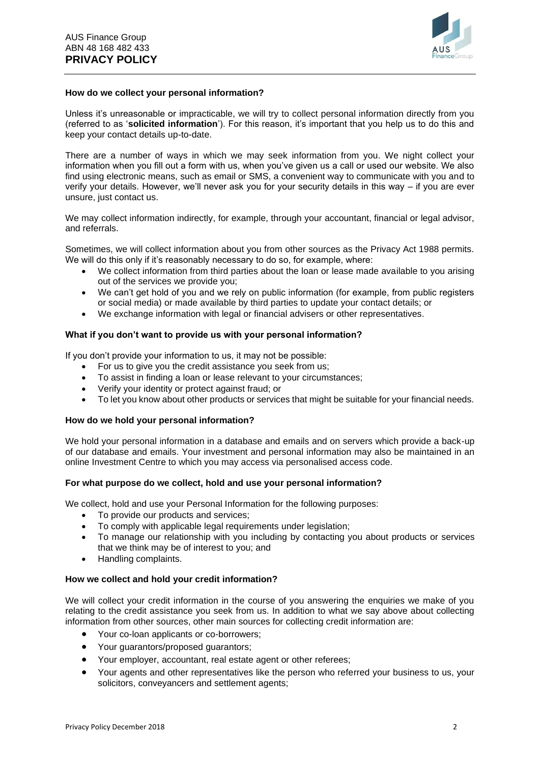#### How do we collect your personal information?

Unless it's unreasonable or impracticable, we will try to collect personal information directly from you (referred to as '**solicited information**'). For this reason, it's important that you help us to do this and keep your contact details up-to-date.

There are a number of ways in which we may seek information from you. We night collect your information when you fill out a form with us, when you've given us a call or used our website. We also find using electronic means, such as email or SMS, a convenient way to communicate with you and to verify your details. However, we'll never ask you for your security details in this way – if you are ever unsure, just contact us.

We may collect information indirectly, for example, through your accountant, financial or legal advisor, and referrals.

Sometimes, we will collect information about you from other sources as the Privacy Act 1988 permits. We will do this only if it's reasonably necessary to do so, for example, where:

- We collect information from third parties about the loan or lease made available to you arising out of the services we provide you;
- We can't get hold of you and we rely on public information (for example, from public registers or social media) or made available by third parties to update your contact details; or
- We exchange information with legal or financial advisers or other representatives.

#### What if you don't want to provide us with your personal information?

If you don't provide your information to us, it may not be possible:

- For us to give you the credit assistance you seek from us;
- To assist in finding a loan or lease relevant to your circumstances;
- Verify your identity or protect against fraud; or
- To let you know about other products or services that might be suitable for your financial needs.

#### How do we hold your personal information?

We hold your personal information in a database and emails and on servers which provide a back-up of our database and emails. Your investment and personal information may also be maintained in an online Investment Centre to which you may access via personalised access code.

#### For what purpose do we collect, hold and use your personal information?

We collect, hold and use your Personal Information for the following purposes:

- To provide our products and services;
- To comply with applicable legal requirements under legislation;
- To manage our relationship with you including by contacting you about products or services that we think may be of interest to you; and
- Handling complaints.

#### How we collect and hold your credit information?

We will collect your credit information in the course of you answering the enquiries we make of you relating to the credit assistance you seek from us. In addition to what we say above about collecting information from other sources, other main sources for collecting credit information are:

- Your co-loan applicants or co-borrowers;
- Your guarantors/proposed guarantors;
- Your employer, accountant, real estate agent or other referees;
- Your agents and other representatives like the person who referred your business to us, your solicitors, conveyancers and settlement agents;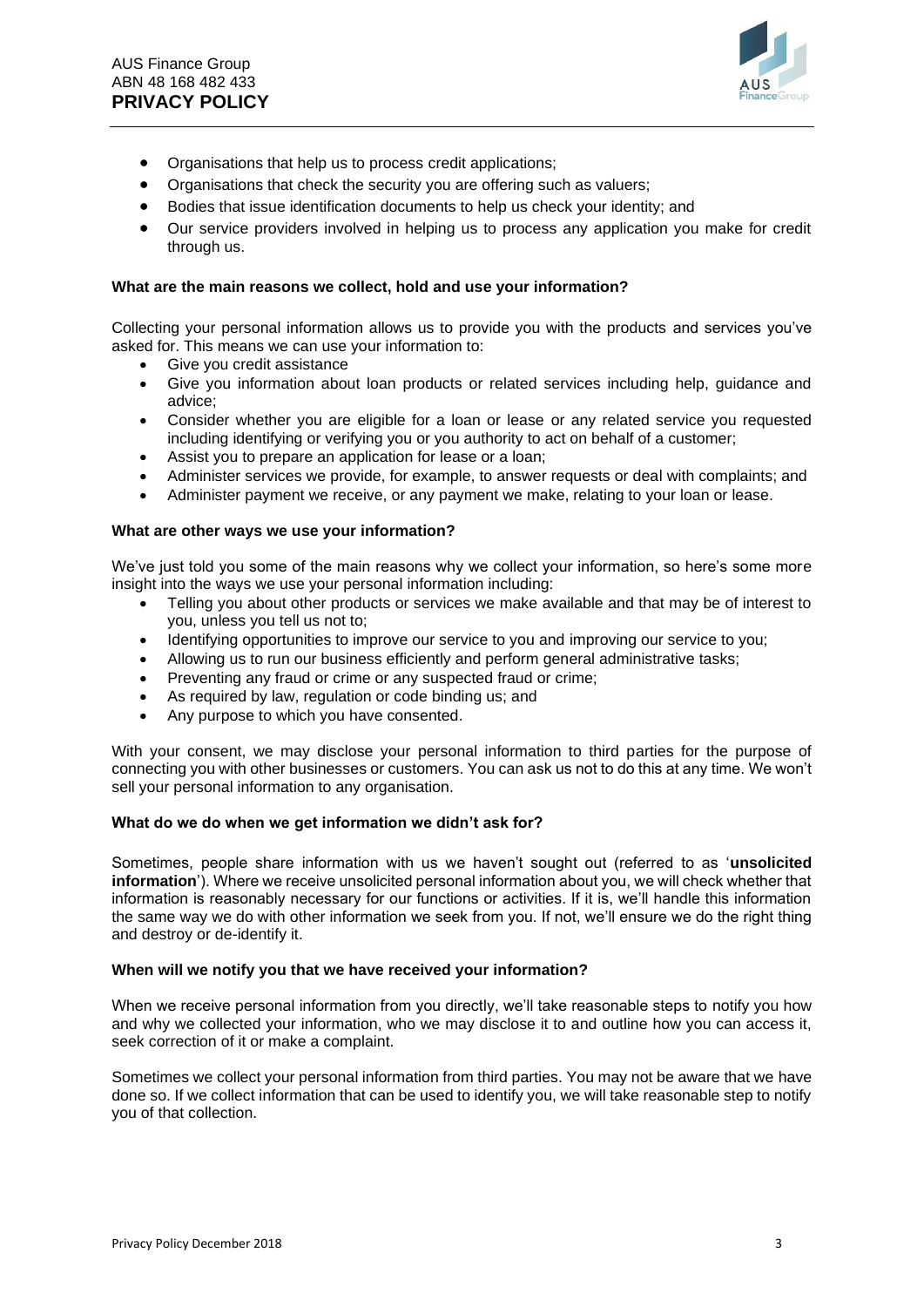- Organisations that help us to process credit applications;
- Organisations that check the security you are offering such as valuers;
- Bodies that issue identification documents to help us check your identity; and
- Our service providers involved in helping us to process any application you make for credit through us.

**What are the main reasons we collect, hold and use your information?**

Collecting your personal information allows us to provide you with the products and services you've asked for. This means we can use your information to:

- Give you credit assistance
- Give you information about loan products or related services including help, guidance and advice;
- Consider whether you are eligible for a loan or lease or any related service you requested including identifying or verifying you or you authority to act on behalf of a customer;
- Assist you to prepare an application for lease or a loan;
- Administer services we provide, for example, to answer requests or deal with complaints; and
- Administer payment we receive, or any payment we make, relating to your loan or lease.

**What are other ways we use your information?**

We've just told you some of the main reasons why we collect your information, so here's some more insight into the ways we use your personal information including:

- Telling you about other products or services we make available and that may be of interest to you, unless you tell us not to;
- Identifying opportunities to improve our service to you and improving our service to you;
- Allowing us to run our business efficiently and perform general administrative tasks;
- Preventing any fraud or crime or any suspected fraud or crime;
- As required by law, regulation or code binding us; and
- Any purpose to which you have consented.

With your consent, we may disclose your personal information to third parties for the purpose of connecting you with other businesses or customers. You can ask us not to do this at any time. We won't sell your personal information to any organisation.

**What do we do when we get information we didn't ask for?**

Sometimes, people share information with us we haven't sought out (referred to as '**unsolicited information**'). Where we receive unsolicited personal information about you, we will check whether that information is reasonably necessary for our functions or activities. If it is, we'll handle this information the same way we do with other information we seek from you. If not, we'll ensure we do the right thing and destroy or de-identify it.

**When will we notify you that we have received your information?**

When we receive personal information from you directly, we'll take reasonable steps to notify you how and why we collected your information, who we may disclose it to and outline how you can access it, seek correction of it or make a complaint.

Sometimes we collect your personal information from third parties. You may not be aware that we have done so. If we collect information that can be used to identify you, we will take reasonable step to notify you of that collection.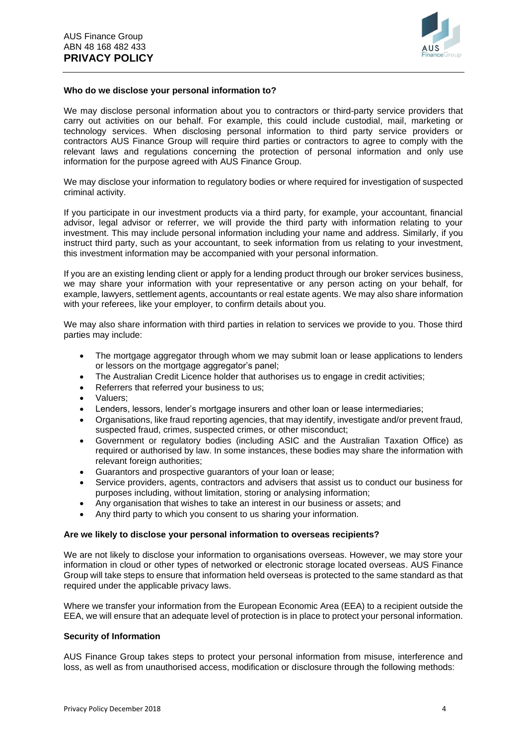#### Who do we disclose your personal information to?

We may disclose personal information about you to contractors or third-party service providers that carry out activities on our behalf. For example, this could include custodial, mail, marketing or technology services. When disclosing personal information to third party service providers or contractors AUS Finance Group will require third parties or contractors to agree to comply with the relevant laws and regulations concerning the protection of personal information and only use information for the purpose agreed with AUS Finance Group.

We may disclose your information to regulatory bodies or where required for investigation of suspected criminal activity.

If you participate in our investment products via a third party, for example, your accountant, financial advisor, legal advisor or referrer, we will provide the third party with information relating to your investment. This may include personal information including your name and address. Similarly, if you instruct third party, such as your accountant, to seek information from us relating to your investment, this investment information may be accompanied with your personal information.

If you are an existing lending client or apply for a lending product through our broker services business, we may share your information with your representative or any person acting on your behalf, for example, lawyers, settlement agents, accountants or real estate agents. We may also share information with your referees, like your employer, to confirm details about you.

We may also share information with third parties in relation to services we provide to you. Those third parties may include:

- The mortgage aggregator through whom we may submit loan or lease applications to lenders or lessors on the mortgage aggregator's panel;
- The Australian Credit Licence holder that authorises us to engage in credit activities;
- Referrers that referred your business to us;
- Valuers;
- Lenders, lessors, lender's mortgage insurers and other loan or lease intermediaries;
- Organisations, like fraud reporting agencies, that may identify, investigate and/or prevent fraud, suspected fraud, crimes, suspected crimes, or other misconduct;
- Government or regulatory bodies (including ASIC and the Australian Taxation Office) as required or authorised by law. In some instances, these bodies may share the information with relevant foreign authorities;
- Guarantors and prospective guarantors of your loan or lease;
- Service providers, agents, contractors and advisers that assist us to conduct our business for purposes including, without limitation, storing or analysing information;
- Any organisation that wishes to take an interest in our business or assets; and
- Any third party to which you consent to us sharing your information.

#### Are we likely to disclose your personal information to overseas recipients?

We are not likely to disclose your information to organisations overseas. However, we may store your information in cloud or other types of networked or electronic storage located overseas. AUS Finance Group will take steps to ensure that information held overseas is protected to the same standard as that required under the applicable privacy laws.

Where we transfer your information from the European Economic Area (EEA) to a recipient outside the EEA, we will ensure that an adequate level of protection is in place to protect your personal information.

#### Security of Information

AUS Finance Group takes steps to protect your personal information from misuse, interference and loss, as well as from unauthorised access, modification or disclosure through the following methods: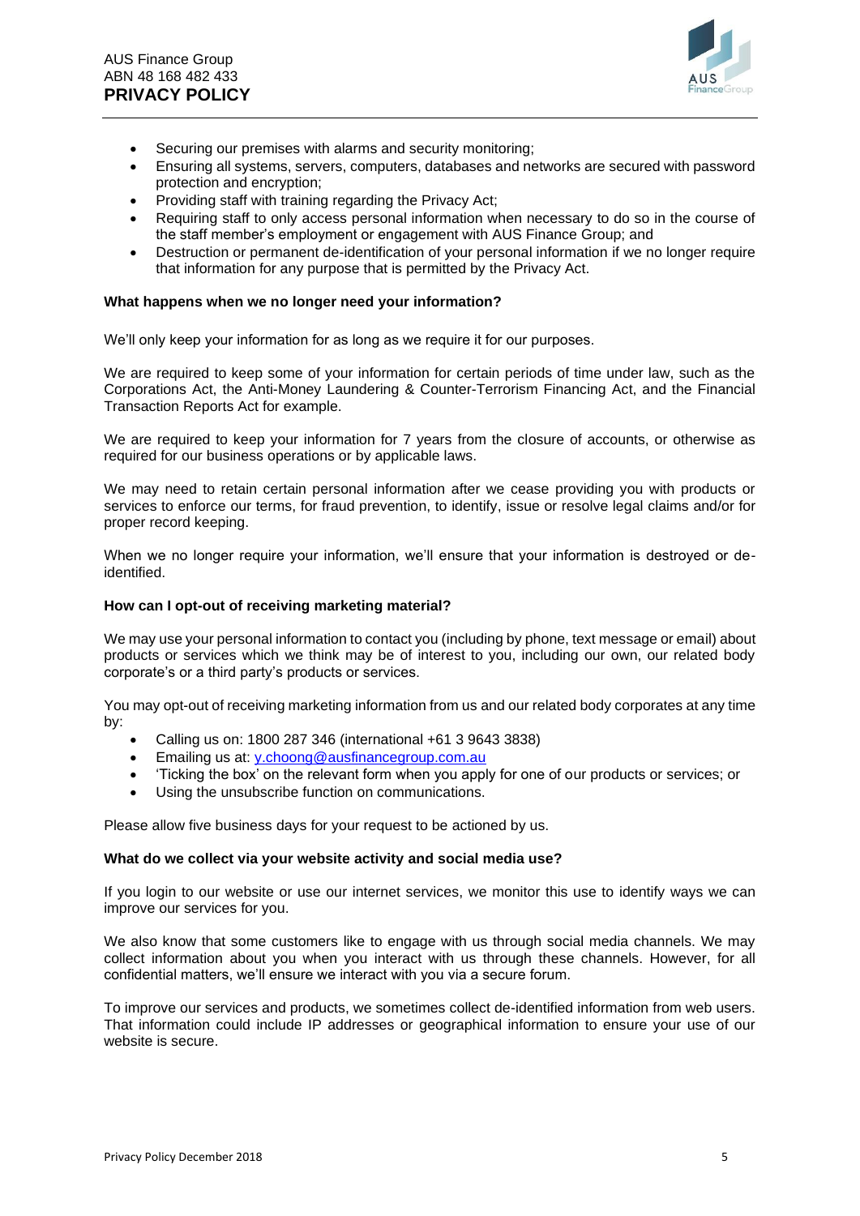- Securing our premises with alarms and security monitoring;
- Ensuring all systems, servers, computers, databases and networks are secured with password protection and encryption;
- Providing staff with training regarding the Privacy Act;
- Requiring staff to only access personal information when necessary to do so in the course of the staff member's employment or engagement with AUS Finance Group; and
- Destruction or permanent de-identification of your personal information if we no longer require that information for any purpose that is permitted by the Privacy Act.

**What happens when we no longer need your information?**

We'll only keep your information for as long as we require it for our purposes.

We are required to keep some of your information for certain periods of time under law, such as the Corporations Act, the Anti-Money Laundering & Counter-Terrorism Financing Act, and the Financial Transaction Reports Act for example.

We are required to keep your information for 7 years from the closure of accounts, or otherwise as required for our business operations or by applicable laws.

We may need to retain certain personal information after we cease providing you with products or services to enforce our terms, for fraud prevention, to identify, issue or resolve legal claims and/or for proper record keeping.

When we no longer require your information, we'll ensure that your information is destroyed or de-identified.

**How can I opt-out of receiving marketing material?**

We may use your personal information to contact you (including by phone, text message or email) about products or services which we think may be of interest to you, including our own, our related body corporate's or a third party's products or services.

You may opt-out of receiving marketing information from us and our related body corporates at any time by:

- Calling us on: 1800 287 346 (international +61 3 9643 3838)
- Emailing us at: y.choong@ausfinancegroup.com.au
- 'Ticking the box' on the relevant form when you apply for one of our products or services; or
- Using the unsubscribe function on communications.

Please allow five business days for your request to be actioned by us.

**What do we collect via your website activity and social media use?**

If you login to our website or use our internet services, we monitor this use to identify ways we can improve our services for you.

We also know that some customers like to engage with us through social media channels. We may collect information about you when you interact with us through these channels. However, for all confidential matters, we'll ensure we interact with you via a secure forum.

To improve our services and products, we sometimes collect de-identified information from web users. That information could include IP addresses or geographical information to ensure your use of our website is secure.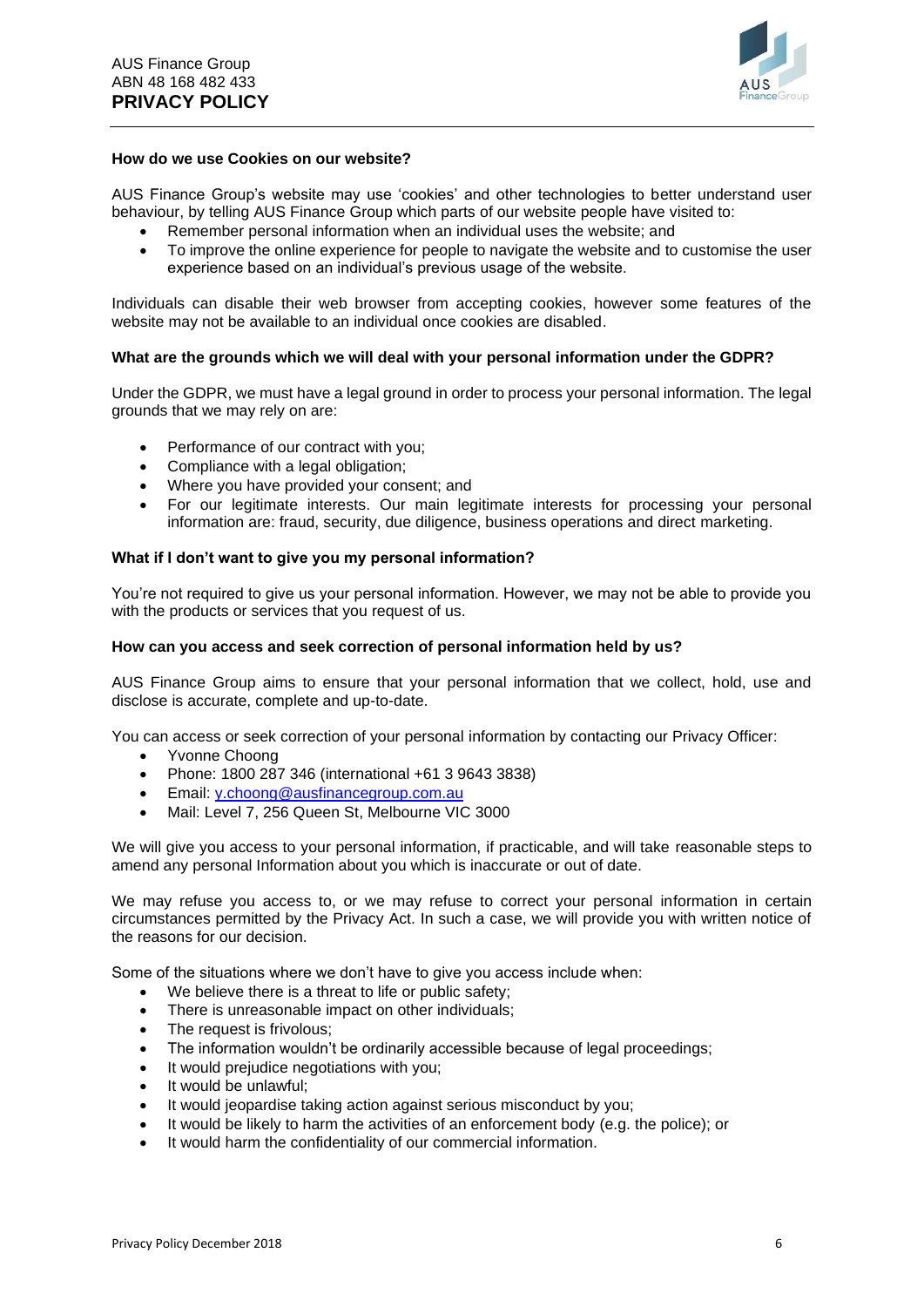**How do we use Cookies on our website?**

AUS Finance Group's website may use 'cookies' and other technologies to better understand user behaviour, by telling AUS Finance Group which parts of our website people have visited to:

- Remember personal information when an individual uses the website; and
- To improve the online experience for people to navigate the website and to customise the user experience based on an individual's previous usage of the website.

Individuals can disable their web browser from accepting cookies, however some features of the website may not be available to an individual once cookies are disabled.

**What are the grounds which we will deal with your personal information under the GDPR?**

Under the GDPR, we must have a legal ground in order to process your personal information. The legal grounds that we may rely on are:

- Performance of our contract with you;
- Compliance with a legal obligation;
- Where you have provided your consent; and
- For our legitimate interests. Our main legitimate interests for processing your personal information are: fraud, security, due diligence, business operations and direct marketing.

**What if I don't want to give you my personal information?**

You're not required to give us your personal information. However, we may not be able to provide you with the products or services that you request of us.

**How can you access and seek correction of personal information held by us?**

AUS Finance Group aims to ensure that your personal information that we collect, hold, use and disclose is accurate, complete and up-to-date.

You can access or seek correction of your personal information by contacting our Privacy Officer:

- Yvonne Choong
- Phone: 1800 287 346 (international +61 3 9643 3838)
- Email: y.choong@ausfinancegroup.com.au
- Mail: Level 7, 256 Queen St, Melbourne VIC 3000

We will give you access to your personal information, if practicable, and will take reasonable steps to amend any personal Information about you which is inaccurate or out of date.

We may refuse you access to, or we may refuse to correct your personal information in certain circumstances permitted by the Privacy Act. In such a case, we will provide you with written notice of the reasons for our decision.

Some of the situations where we don't have to give you access include when:

- We believe there is a threat to life or public safety;
- There is unreasonable impact on other individuals;
- The request is frivolous;
- The information wouldn't be ordinarily accessible because of legal proceedings;
- It would prejudice negotiations with you;
- It would be unlawful;
- It would jeopardise taking action against serious misconduct by you;
- It would be likely to harm the activities of an enforcement body (e.g. the police); or
- It would harm the confidentiality of our commercial information.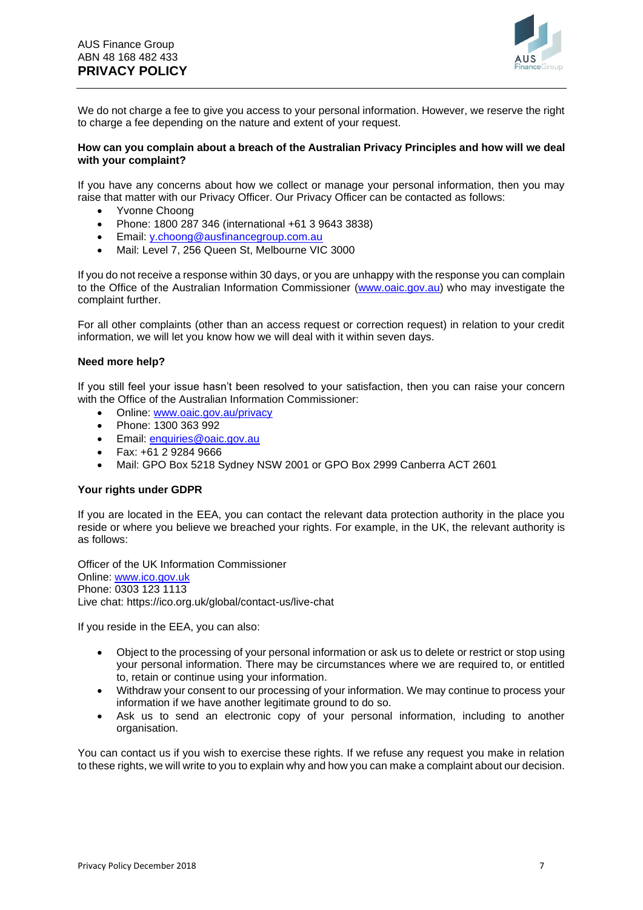We do not charge a fee to give you access to your personal information. However, we reserve the right to charge a fee depending on the nature and extent of your request.

**How can you complain about a breach of the Australian Privacy Principles and how will we deal with your complaint?**

If you have any concerns about how we collect or manage your personal information, then you may raise that matter with our Privacy Officer. Our Privacy Officer can be contacted as follows:

- Yvonne Choong
- Phone: 1800 287 346 (international +61 3 9643 3838)
- Email: y.choong@ausfinancegroup.com.au
- Mail: Level 7, 256 Queen St, Melbourne VIC 3000

If you do not receive a response within 30 days, or you are unhappy with the response you can complain to the Office of the Australian Information Commissioner (www.oaic.gov.au) who may investigate the complaint further.

For all other complaints (other than an access request or correction request) in relation to your credit information, we will let you know how we will deal with it within seven days.

**Need more help?**

If you still feel your issue hasn't been resolved to your satisfaction, then you can raise your concern with the Office of the Australian Information Commissioner:

- Online: www.oaic.gov.au/privacy
- Phone: 1300 363 992
- Email: enquiries@oaic.gov.au
- Fax: +61 2 9284 9666
- Mail: GPO Box 5218 Sydney NSW 2001 or GPO Box 2999 Canberra ACT 2601

**Your rights under GDPR**

If you are located in the EEA, you can contact the relevant data protection authority in the place you reside or where you believe we breached your rights. For example, in the UK, the relevant authority is as follows:

Officer of the UK Information Commissioner
Online: www.ico.gov.uk
Phone: 0303 123 1113
Live chat: https://ico.org.uk/global/contact-us/live-chat

If you reside in the EEA, you can also:

- Object to the processing of your personal information or ask us to delete or restrict or stop using your personal information. There may be circumstances where we are required to, or entitled to, retain or continue using your information.
- Withdraw your consent to our processing of your information. We may continue to process your information if we have another legitimate ground to do so.
- Ask us to send an electronic copy of your personal information, including to another organisation.

You can contact us if you wish to exercise these rights. If we refuse any request you make in relation to these rights, we will write to you to explain why and how you can make a complaint about our decision.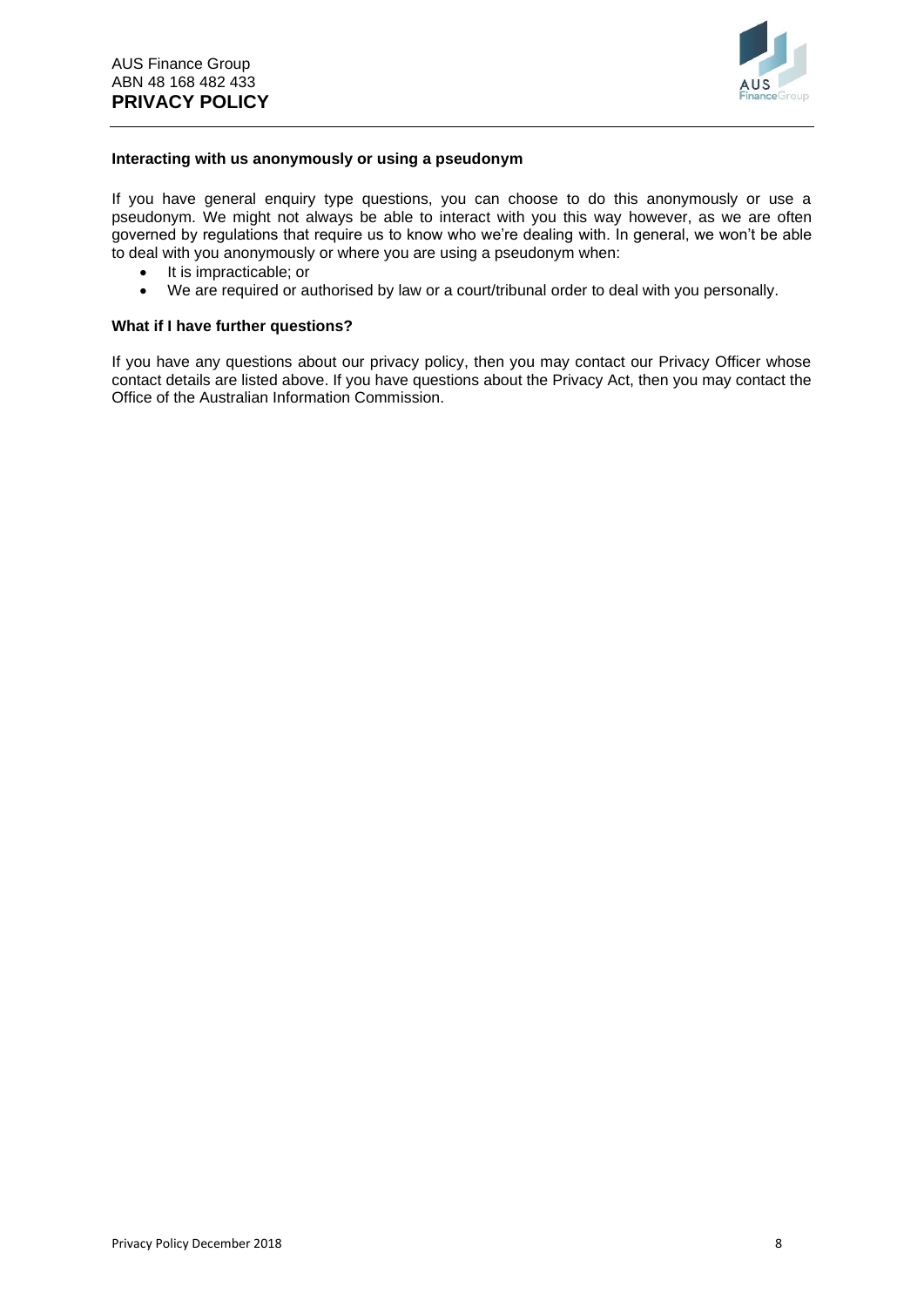#### Interacting with us anonymously or using a pseudonym

If you have general enquiry type questions, you can choose to do this anonymously or use a pseudonym. We might not always be able to interact with you this way however, as we are often governed by regulations that require us to know who we're dealing with. In general, we won't be able to deal with you anonymously or where you are using a pseudonym when:

- It is impracticable; or
- We are required or authorised by law or a court/tribunal order to deal with you personally.

#### What if I have further questions?

If you have any questions about our privacy policy, then you may contact our Privacy Officer whose contact details are listed above. If you have questions about the Privacy Act, then you may contact the Office of the Australian Information Commission.